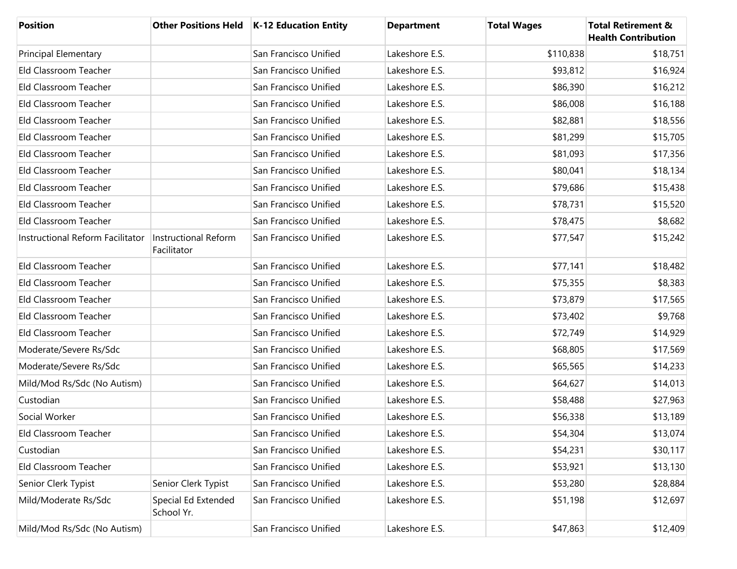| Position | Other Positions Held | K-12 Education Entity | Department | Total Wages | Total Retirement & Health Contribution |
|---|---|---|---|---|---|
| Principal Elementary | | San Francisco Unified | Lakeshore E.S. | $110,838 | $18,751 |
| Eld Classroom Teacher | | San Francisco Unified | Lakeshore E.S. | $93,812 | $16,924 |
| Eld Classroom Teacher | | San Francisco Unified | Lakeshore E.S. | $86,390 | $16,212 |
| Eld Classroom Teacher | | San Francisco Unified | Lakeshore E.S. | $86,008 | $16,188 |
| Eld Classroom Teacher | | San Francisco Unified | Lakeshore E.S. | $82,881 | $18,556 |
| Eld Classroom Teacher | | San Francisco Unified | Lakeshore E.S. | $81,299 | $15,705 |
| Eld Classroom Teacher | | San Francisco Unified | Lakeshore E.S. | $81,093 | $17,356 |
| Eld Classroom Teacher | | San Francisco Unified | Lakeshore E.S. | $80,041 | $18,134 |
| Eld Classroom Teacher | | San Francisco Unified | Lakeshore E.S. | $79,686 | $15,438 |
| Eld Classroom Teacher | | San Francisco Unified | Lakeshore E.S. | $78,731 | $15,520 |
| Eld Classroom Teacher | | San Francisco Unified | Lakeshore E.S. | $78,475 | $8,682 |
| Instructional Reform Facilitator | Instructional Reform Facilitator | San Francisco Unified | Lakeshore E.S. | $77,547 | $15,242 |
| Eld Classroom Teacher | | San Francisco Unified | Lakeshore E.S. | $77,141 | $18,482 |
| Eld Classroom Teacher | | San Francisco Unified | Lakeshore E.S. | $75,355 | $8,383 |
| Eld Classroom Teacher | | San Francisco Unified | Lakeshore E.S. | $73,879 | $17,565 |
| Eld Classroom Teacher | | San Francisco Unified | Lakeshore E.S. | $73,402 | $9,768 |
| Eld Classroom Teacher | | San Francisco Unified | Lakeshore E.S. | $72,749 | $14,929 |
| Moderate/Severe Rs/Sdc | | San Francisco Unified | Lakeshore E.S. | $68,805 | $17,569 |
| Moderate/Severe Rs/Sdc | | San Francisco Unified | Lakeshore E.S. | $65,565 | $14,233 |
| Mild/Mod Rs/Sdc (No Autism) | | San Francisco Unified | Lakeshore E.S. | $64,627 | $14,013 |
| Custodian | | San Francisco Unified | Lakeshore E.S. | $58,488 | $27,963 |
| Social Worker | | San Francisco Unified | Lakeshore E.S. | $56,338 | $13,189 |
| Eld Classroom Teacher | | San Francisco Unified | Lakeshore E.S. | $54,304 | $13,074 |
| Custodian | | San Francisco Unified | Lakeshore E.S. | $54,231 | $30,117 |
| Eld Classroom Teacher | | San Francisco Unified | Lakeshore E.S. | $53,921 | $13,130 |
| Senior Clerk Typist | Senior Clerk Typist | San Francisco Unified | Lakeshore E.S. | $53,280 | $28,884 |
| Mild/Moderate Rs/Sdc | Special Ed Extended School Yr. | San Francisco Unified | Lakeshore E.S. | $51,198 | $12,697 |
| Mild/Mod Rs/Sdc (No Autism) | | San Francisco Unified | Lakeshore E.S. | $47,863 | $12,409 |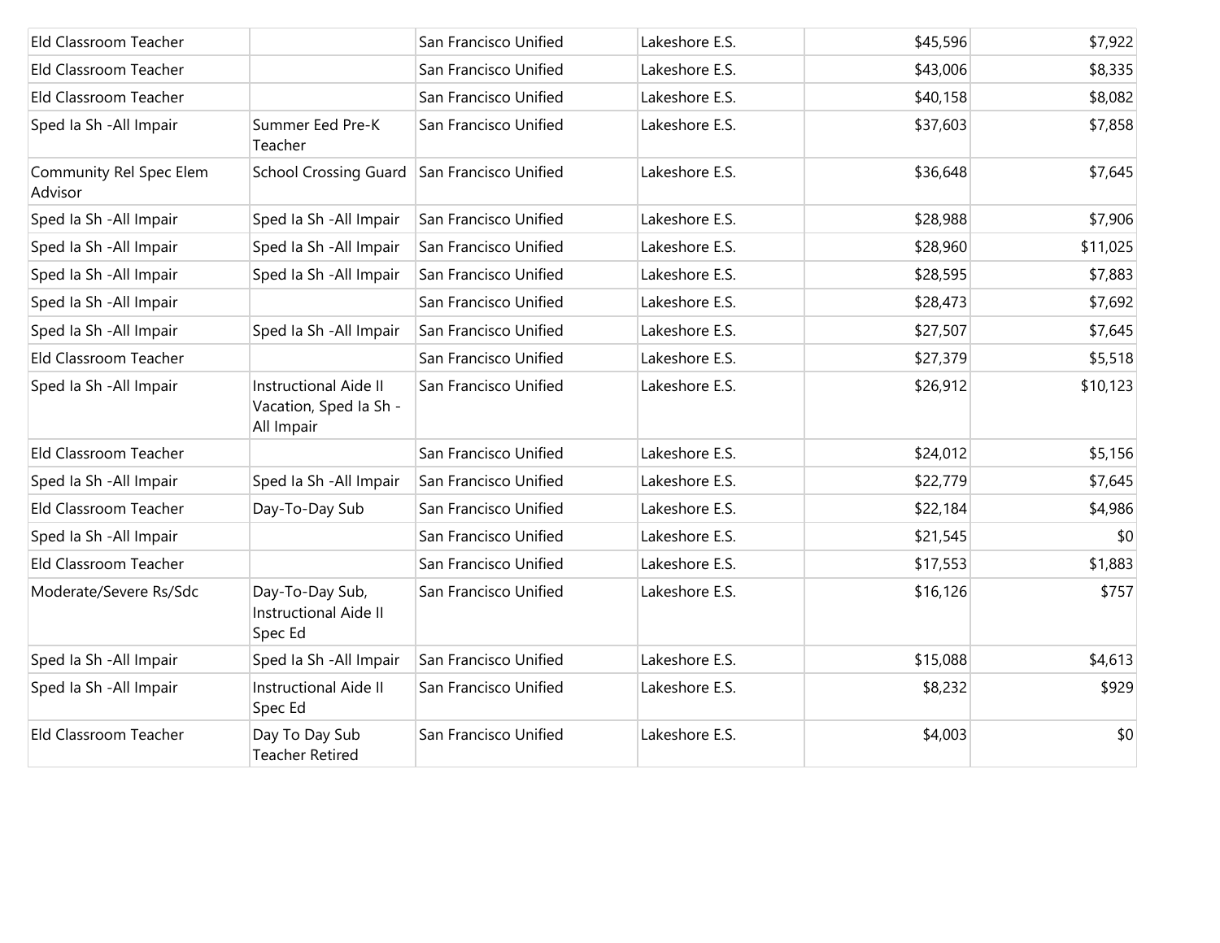| | | | | | |
|---|---|---|---|---|---|
| Eld Classroom Teacher | | San Francisco Unified | Lakeshore E.S. | $45,596 | $7,922 |
| Eld Classroom Teacher | | San Francisco Unified | Lakeshore E.S. | $43,006 | $8,335 |
| Eld Classroom Teacher | | San Francisco Unified | Lakeshore E.S. | $40,158 | $8,082 |
| Sped Ia Sh -All Impair | Summer Eed Pre-K Teacher | San Francisco Unified | Lakeshore E.S. | $37,603 | $7,858 |
| Community Rel Spec Elem Advisor | School Crossing Guard | San Francisco Unified | Lakeshore E.S. | $36,648 | $7,645 |
| Sped Ia Sh -All Impair | Sped Ia Sh -All Impair | San Francisco Unified | Lakeshore E.S. | $28,988 | $7,906 |
| Sped Ia Sh -All Impair | Sped Ia Sh -All Impair | San Francisco Unified | Lakeshore E.S. | $28,960 | $11,025 |
| Sped Ia Sh -All Impair | Sped Ia Sh -All Impair | San Francisco Unified | Lakeshore E.S. | $28,595 | $7,883 |
| Sped Ia Sh -All Impair | | San Francisco Unified | Lakeshore E.S. | $28,473 | $7,692 |
| Sped Ia Sh -All Impair | Sped Ia Sh -All Impair | San Francisco Unified | Lakeshore E.S. | $27,507 | $7,645 |
| Eld Classroom Teacher | | San Francisco Unified | Lakeshore E.S. | $27,379 | $5,518 |
| Sped Ia Sh -All Impair | Instructional Aide II Vacation, Sped Ia Sh - All Impair | San Francisco Unified | Lakeshore E.S. | $26,912 | $10,123 |
| Eld Classroom Teacher | | San Francisco Unified | Lakeshore E.S. | $24,012 | $5,156 |
| Sped Ia Sh -All Impair | Sped Ia Sh -All Impair | San Francisco Unified | Lakeshore E.S. | $22,779 | $7,645 |
| Eld Classroom Teacher | Day-To-Day Sub | San Francisco Unified | Lakeshore E.S. | $22,184 | $4,986 |
| Sped Ia Sh -All Impair | | San Francisco Unified | Lakeshore E.S. | $21,545 | $0 |
| Eld Classroom Teacher | | San Francisco Unified | Lakeshore E.S. | $17,553 | $1,883 |
| Moderate/Severe Rs/Sdc | Day-To-Day Sub, Instructional Aide II Spec Ed | San Francisco Unified | Lakeshore E.S. | $16,126 | $757 |
| Sped Ia Sh -All Impair | Sped Ia Sh -All Impair | San Francisco Unified | Lakeshore E.S. | $15,088 | $4,613 |
| Sped Ia Sh -All Impair | Instructional Aide II Spec Ed | San Francisco Unified | Lakeshore E.S. | $8,232 | $929 |
| Eld Classroom Teacher | Day To Day Sub Teacher Retired | San Francisco Unified | Lakeshore E.S. | $4,003 | $0 |